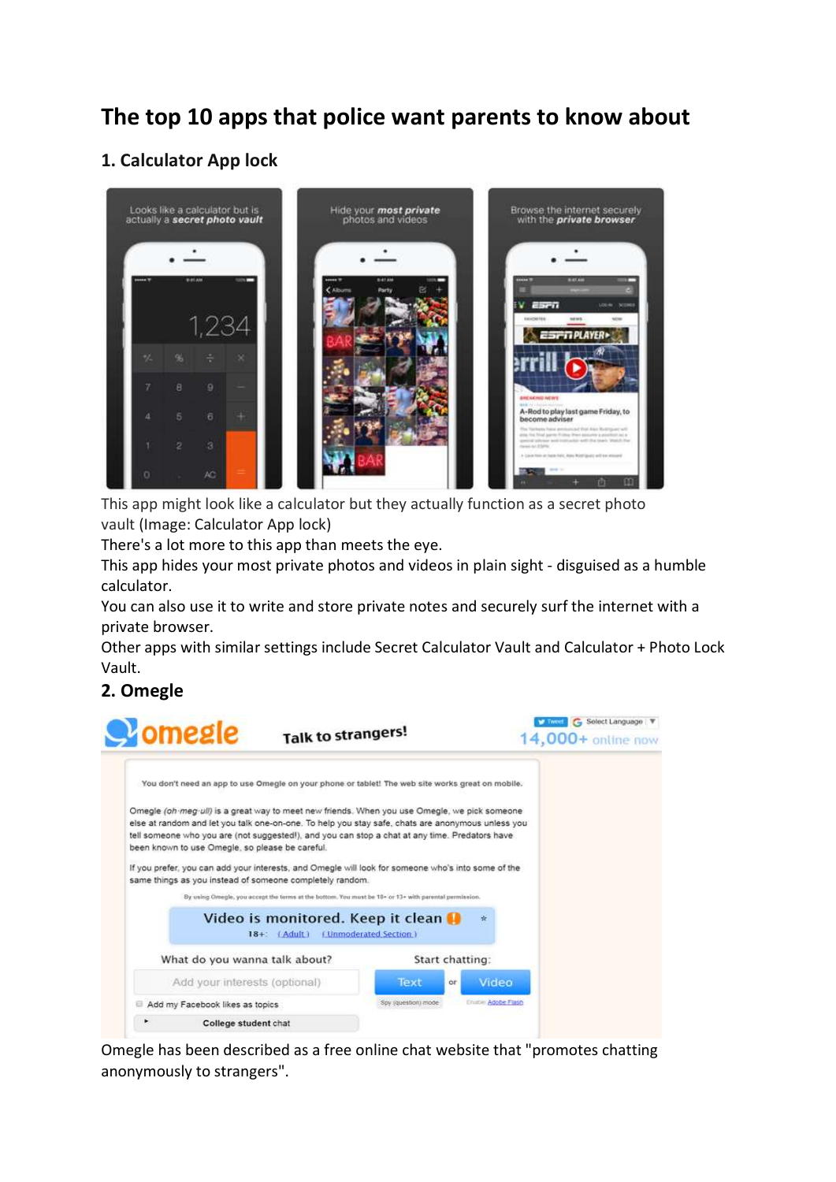# The top 10 apps that police want parents to know about

## 1. Calculator App lock

This app might look like a calculator but they actually function as a secret photo vault (Image: Calculator App lock)

There's a lot more to this app than meets the eye.

This app hides your most private photos and videos in plain sight - disguised as a humble calculator.

You can also use it to write and store private notes and securely surf the internet with a private browser.

Other apps with similar settings include Secret Calculator Vault and Calculator + Photo Lock Vault.

## 2. Omegle

Omegle has been described as a free online chat website that "promotes chatting anonymously to strangers".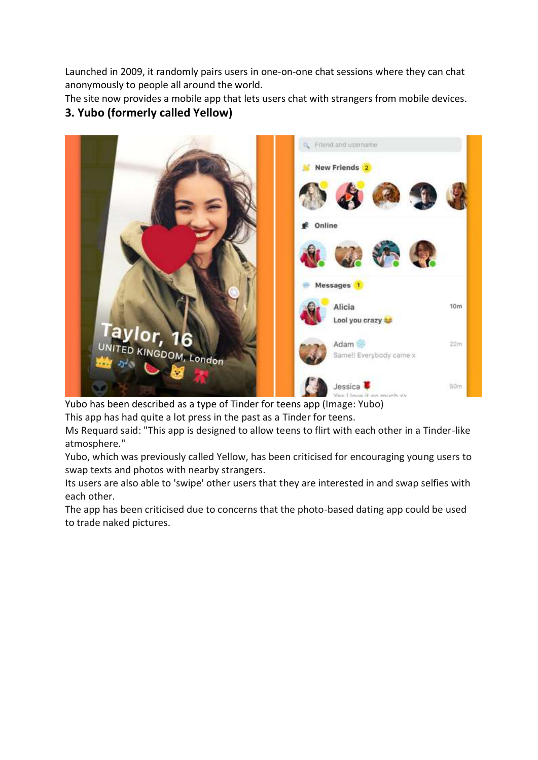Launched in 2009, it randomly pairs users in one-on-one chat sessions where they can chat anonymously to people all around the world.
The site now provides a mobile app that lets users chat with strangers from mobile devices.

### 3. Yubo (formerly called Yellow)

Yubo has been described as a type of Tinder for teens app (Image: Yubo)
This app has had quite a lot press in the past as a Tinder for teens.
Ms Requard said: "This app is designed to allow teens to flirt with each other in a Tinder-like atmosphere."
Yubo, which was previously called Yellow, has been criticised for encouraging young users to swap texts and photos with nearby strangers.
Its users are also able to 'swipe' other users that they are interested in and swap selfies with each other.
The app has been criticised due to concerns that the photo-based dating app could be used to trade naked pictures.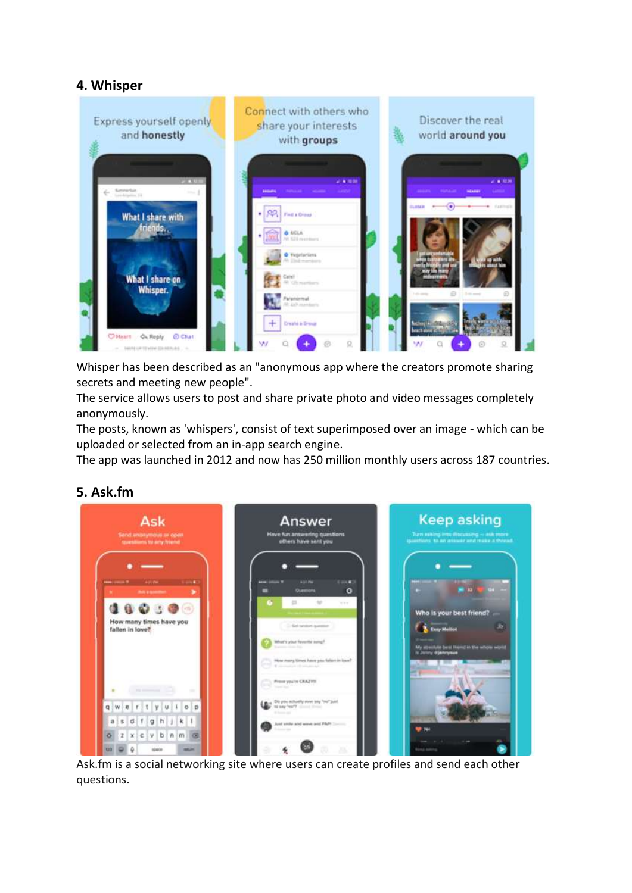## 4. Whisper

Whisper has been described as an "anonymous app where the creators promote sharing secrets and meeting new people".
The service allows users to post and share private photo and video messages completely anonymously.
The posts, known as 'whispers', consist of text superimposed over an image - which can be uploaded or selected from an in-app search engine.
The app was launched in 2012 and now has 250 million monthly users across 187 countries.

## 5. Ask.fm

Ask.fm is a social networking site where users can create profiles and send each other questions.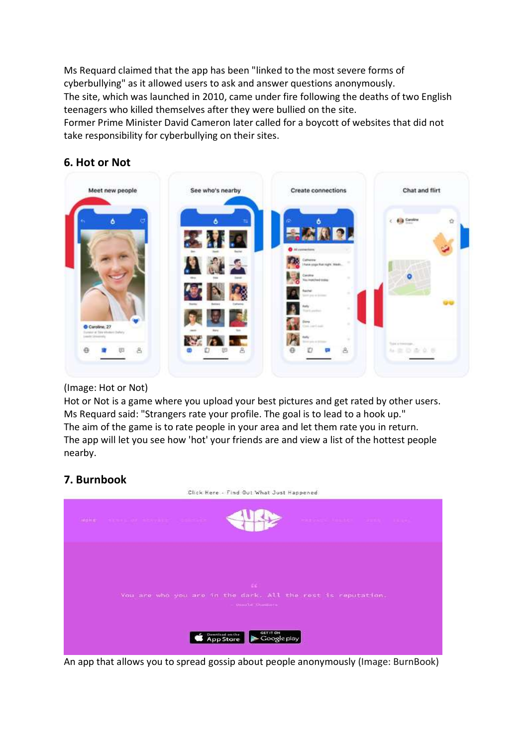Ms Requard claimed that the app has been "linked to the most severe forms of cyberbullying" as it allowed users to ask and answer questions anonymously.
The site, which was launched in 2010, came under fire following the deaths of two English teenagers who killed themselves after they were bullied on the site.
Former Prime Minister David Cameron later called for a boycott of websites that did not take responsibility for cyberbullying on their sites.

## 6. Hot or Not

(Image: Hot or Not)
Hot or Not is a game where you upload your best pictures and get rated by other users.
Ms Requard said: "Strangers rate your profile. The goal is to lead to a hook up."
The aim of the game is to rate people in your area and let them rate you in return.
The app will let you see how 'hot' your friends are and view a list of the hottest people nearby.

## 7. Burnbook

An app that allows you to spread gossip about people anonymously (Image: BurnBook)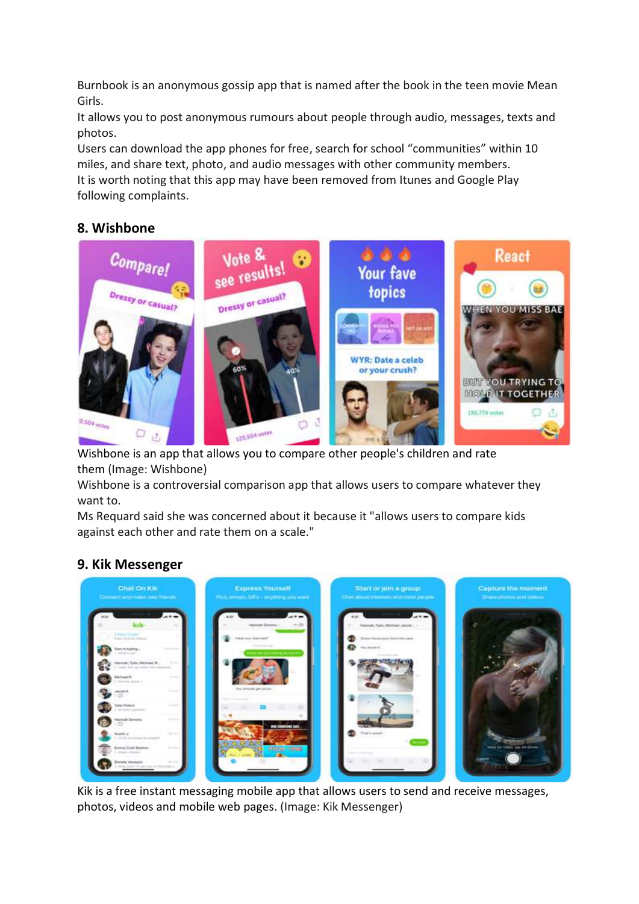Burnbook is an anonymous gossip app that is named after the book in the teen movie Mean Girls.
It allows you to post anonymous rumours about people through audio, messages, texts and photos.
Users can download the app phones for free, search for school “communities” within 10 miles, and share text, photo, and audio messages with other community members.
It is worth noting that this app may have been removed from Itunes and Google Play following complaints.

### 8. Wishbone

Wishbone is an app that allows you to compare other people's children and rate them (Image: Wishbone)
Wishbone is a controversial comparison app that allows users to compare whatever they want to.
Ms Requard said she was concerned about it because it "allows users to compare kids against each other and rate them on a scale."

### 9. Kik Messenger

Kik is a free instant messaging mobile app that allows users to send and receive messages, photos, videos and mobile web pages. (Image: Kik Messenger)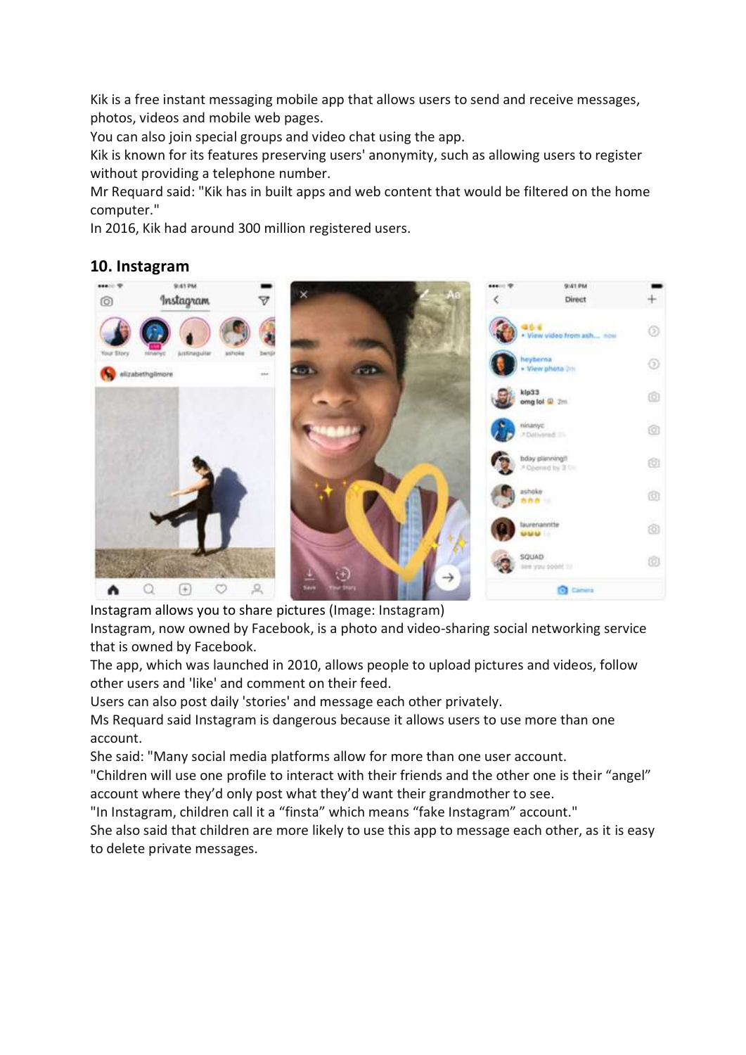Kik is a free instant messaging mobile app that allows users to send and receive messages, photos, videos and mobile web pages.

You can also join special groups and video chat using the app.

Kik is known for its features preserving users' anonymity, such as allowing users to register without providing a telephone number.

Mr Requard said: "Kik has in built apps and web content that would be filtered on the home computer."

In 2016, Kik had around 300 million registered users.

## 10. Instagram

Instagram allows you to share pictures (Image: Instagram)

Instagram, now owned by Facebook, is a photo and video-sharing social networking service that is owned by Facebook.

The app, which was launched in 2010, allows people to upload pictures and videos, follow other users and 'like' and comment on their feed.

Users can also post daily 'stories' and message each other privately.

Ms Requard said Instagram is dangerous because it allows users to use more than one account.

She said: "Many social media platforms allow for more than one user account.

"Children will use one profile to interact with their friends and the other one is their "angel" account where they'd only post what they'd want their grandmother to see.

"In Instagram, children call it a "finsta" which means "fake Instagram" account."

She also said that children are more likely to use this app to message each other, as it is easy to delete private messages.